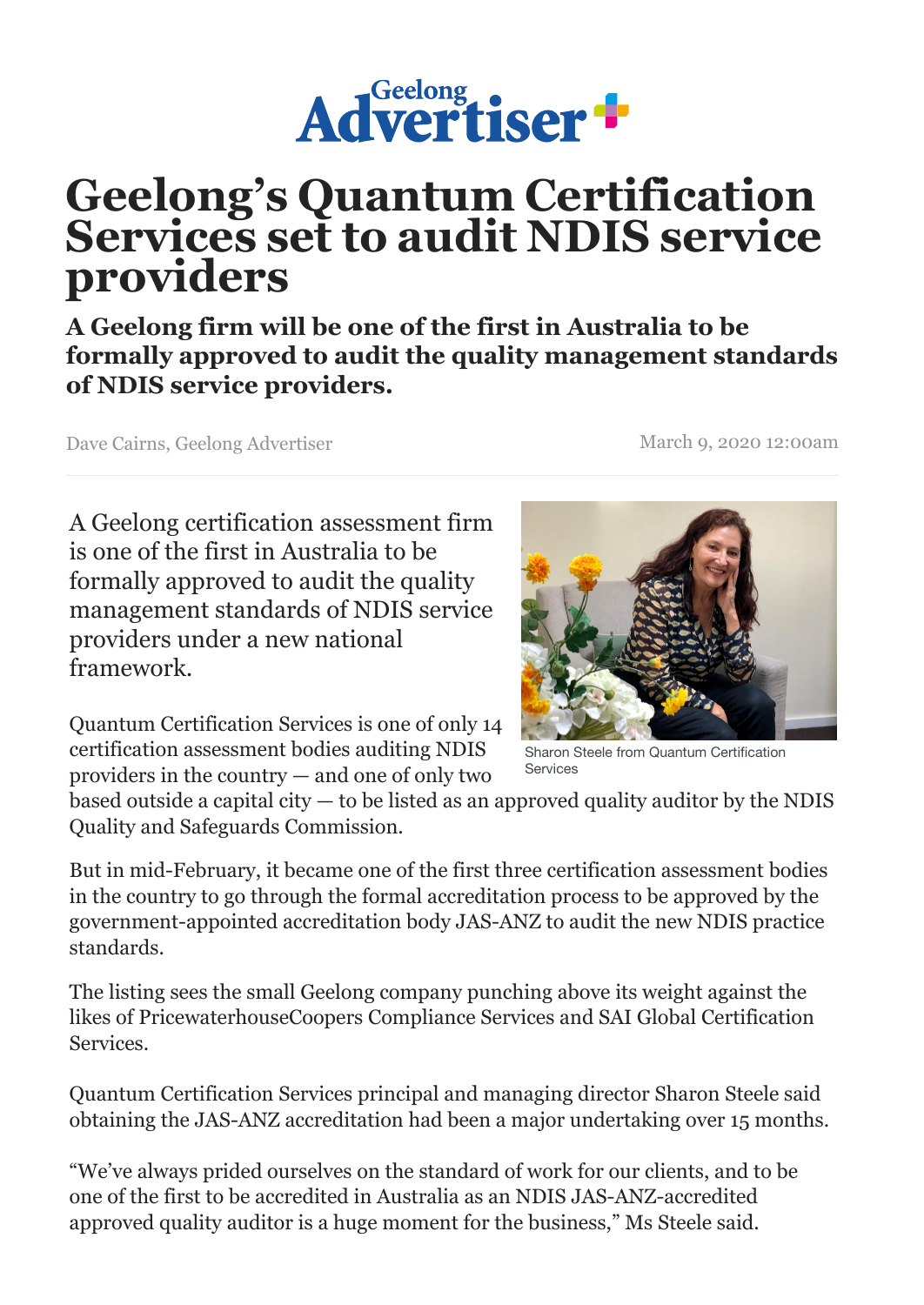Geelong Advertiser

# Geelong's Quantum Certification Services set to audit NDIS service providers

**A Geelong firm will be one of the first in Australia to be formally approved to audit the quality management standards of NDIS service providers.**

Dave Cairns, Geelong Advertiser

March 9, 2020 12:00am

A Geelong certification assessment firm is one of the first in Australia to be formally approved to audit the quality management standards of NDIS service providers under a new national framework.

Sharon Steele from Quantum Certification Services

Quantum Certification Services is one of only 14 certification assessment bodies auditing NDIS providers in the country — and one of only two based outside a capital city — to be listed as an approved quality auditor by the NDIS Quality and Safeguards Commission.

But in mid-February, it became one of the first three certification assessment bodies in the country to go through the formal accreditation process to be approved by the government-appointed accreditation body JAS-ANZ to audit the new NDIS practice standards.

The listing sees the small Geelong company punching above its weight against the likes of PricewaterhouseCoopers Compliance Services and SAI Global Certification Services.

Quantum Certification Services principal and managing director Sharon Steele said obtaining the JAS-ANZ accreditation had been a major undertaking over 15 months.

"We've always prided ourselves on the standard of work for our clients, and to be one of the first to be accredited in Australia as an NDIS JAS-ANZ-accredited approved quality auditor is a huge moment for the business," Ms Steele said.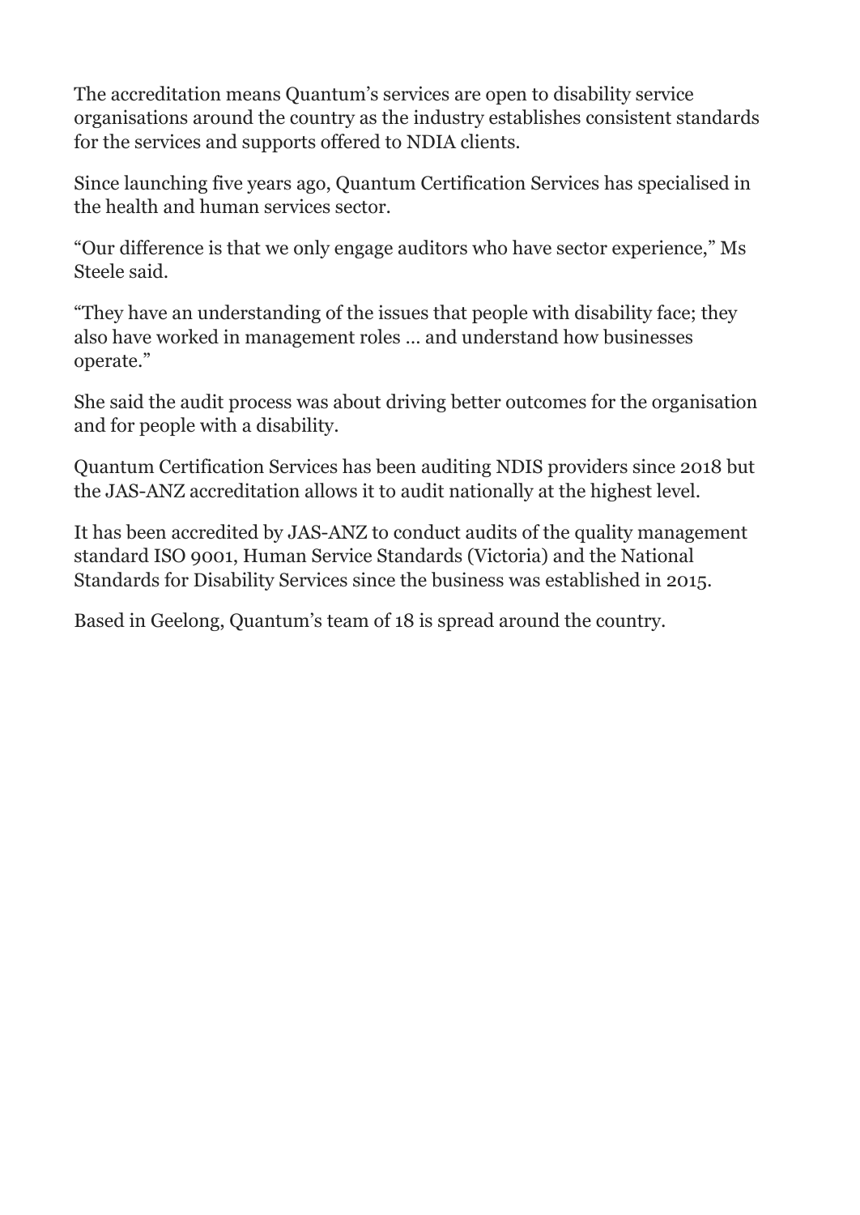The accreditation means Quantum's services are open to disability service organisations around the country as the industry establishes consistent standards for the services and supports offered to NDIA clients.

Since launching five years ago, Quantum Certification Services has specialised in the health and human services sector.

"Our difference is that we only engage auditors who have sector experience," Ms Steele said.

"They have an understanding of the issues that people with disability face; they also have worked in management roles ... and understand how businesses operate."

She said the audit process was about driving better outcomes for the organisation and for people with a disability.

Quantum Certification Services has been auditing NDIS providers since 2018 but the JAS-ANZ accreditation allows it to audit nationally at the highest level.

It has been accredited by JAS-ANZ to conduct audits of the quality management standard ISO 9001, Human Service Standards (Victoria) and the National Standards for Disability Services since the business was established in 2015.

Based in Geelong, Quantum's team of 18 is spread around the country.